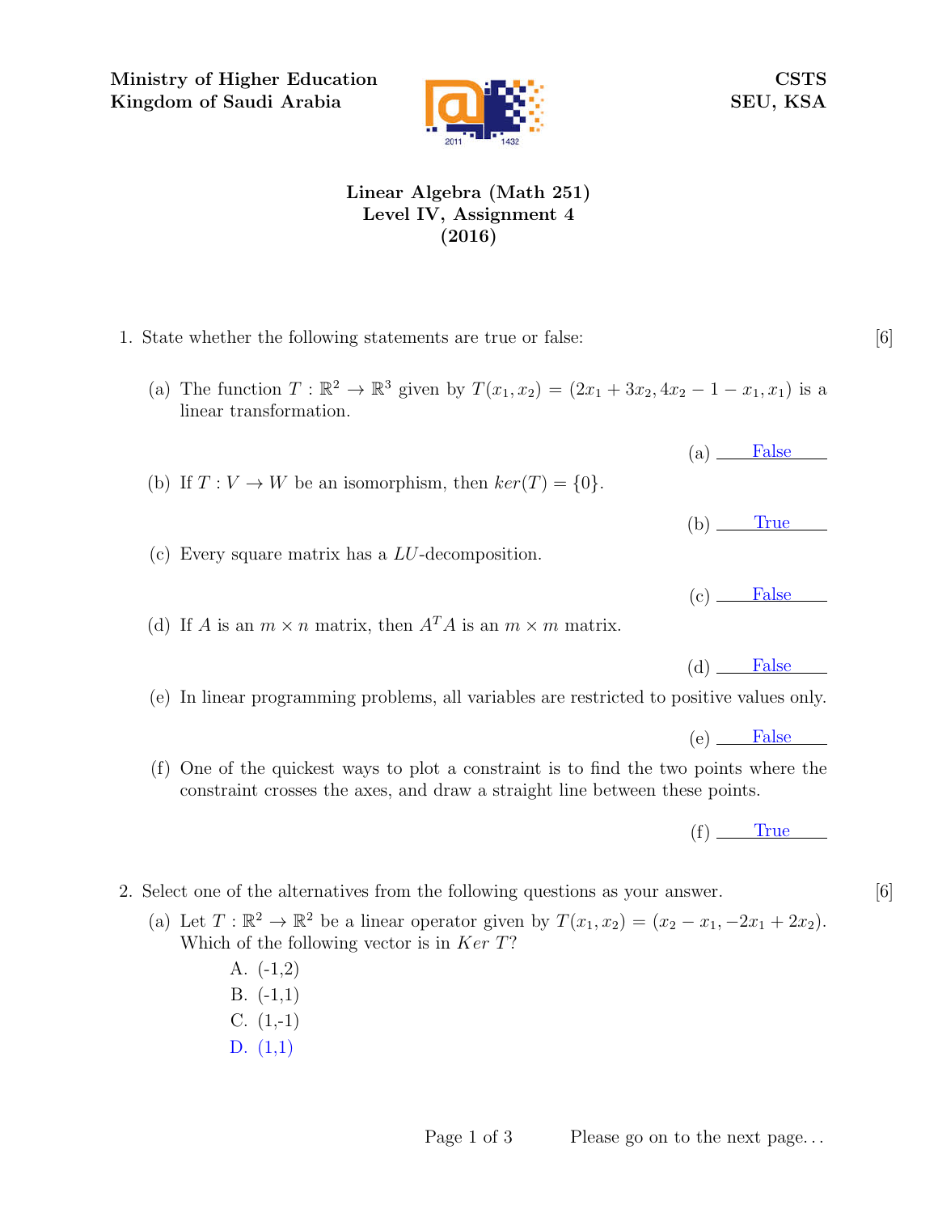**Ministry of Higher Education**
**Kingdom of Saudi Arabia**

**CSTS**
**SEU, KSA**

# Linear Algebra (Math 251)
## Level IV, Assignment 4
## (2016)

1. State whether the following statements are true or false: [6]

   (a) The function $T : \mathbb{R}^2 \to \mathbb{R}^3$ given by $T(x_1, x_2) = (2x_1 + 3x_2, 4x_2 - 1 - x_1, x_1)$ is a linear transformation.

   (a) False

   (b) If $T : V \to W$ be an isomorphism, then $ker(T) = \{0\}$.

   (b) True

   (c) Every square matrix has a $LU$-decomposition.

   (c) False

   (d) If $A$ is an $m \times n$ matrix, then $A^T A$ is an $m \times m$ matrix.

   (d) False

   (e) In linear programming problems, all variables are restricted to positive values only.

   (e) False

   (f) One of the quickest ways to plot a constraint is to find the two points where the constraint crosses the axes, and draw a straight line between these points.

   (f) True

2. Select one of the alternatives from the following questions as your answer. [6]

   (a) Let $T : \mathbb{R}^2 \to \mathbb{R}^2$ be a linear operator given by $T(x_1, x_2) = (x_2 - x_1, -2x_1 + 2x_2)$. Which of the following vector is in $Ker\ T$?

   A. (-1,2)
   B. (-1,1)
   C. (1,-1)
   D. (1,1)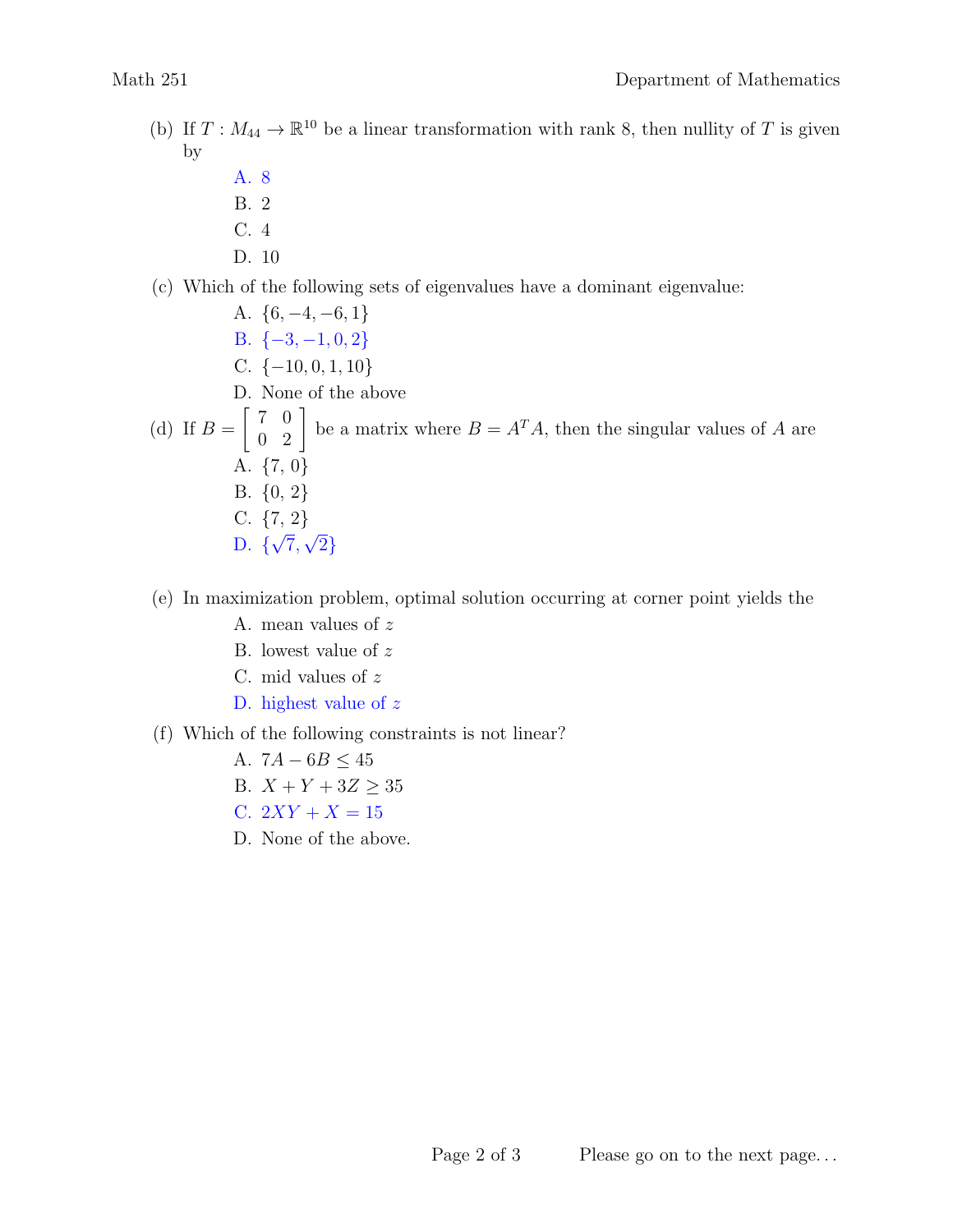(b) If $T : M_{44} \to \mathbb{R}^{10}$ be a linear transformation with rank 8, then nullity of $T$ is given by

- A. 8
- B. 2
- C. 4
- D. 10

(c) Which of the following sets of eigenvalues have a dominant eigenvalue:

- A. $\{6, -4, -6, 1\}$
- B. $\{-3, -1, 0, 2\}$
- C. $\{-10, 0, 1, 10\}$
- D. None of the above

(d) If $B = \begin{bmatrix} 7 & 0 \\ 0 & 2 \end{bmatrix}$ be a matrix where $B = A^T A$, then the singular values of $A$ are

- A. $\{7, 0\}$
- B. $\{0, 2\}$
- C. $\{7, 2\}$
- D. $\{\sqrt{7}, \sqrt{2}\}$

(e) In maximization problem, optimal solution occurring at corner point yields the

- A. mean values of $z$
- B. lowest value of $z$
- C. mid values of $z$
- D. highest value of $z$

(f) Which of the following constraints is not linear?

- A. $7A - 6B \leq 45$
- B. $X + Y + 3Z \geq 35$
- C. $2XY + X = 15$
- D. None of the above.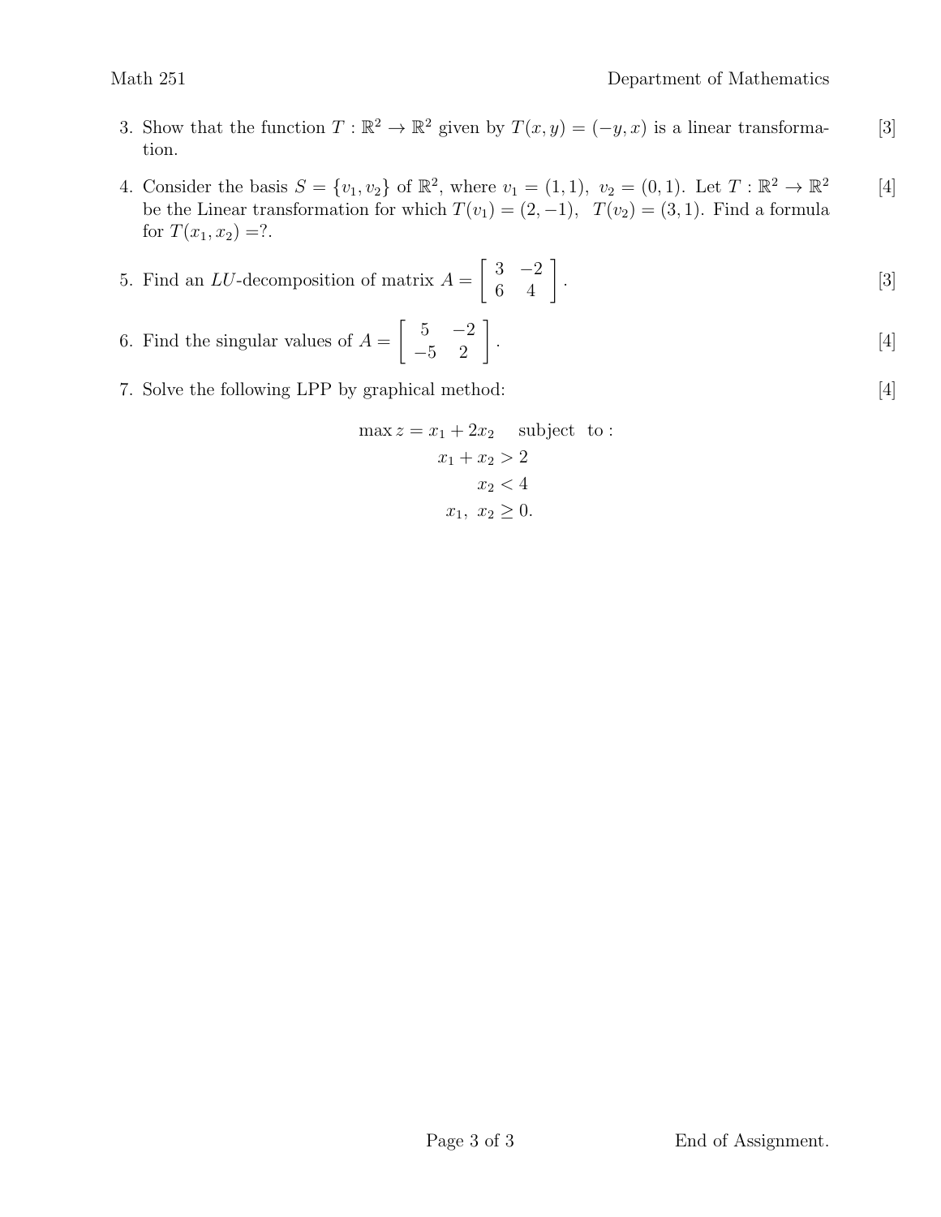3. Show that the function $T : \mathbb{R}^2 \to \mathbb{R}^2$ given by $T(x, y) = (-y, x)$ is a linear transformation. [3]

4. Consider the basis $S = \{v_1, v_2\}$ of $\mathbb{R}^2$, where $v_1 = (1, 1),\ v_2 = (0, 1)$. Let $T : \mathbb{R}^2 \to \mathbb{R}^2$ be the Linear transformation for which $T(v_1) = (2, -1),\ \ T(v_2) = (3, 1)$. Find a formula for $T(x_1, x_2) =$?. [4]

5. Find an $LU$-decomposition of matrix $A = \begin{bmatrix} 3 & -2 \\ 6 & 4 \end{bmatrix}$. [3]

6. Find the singular values of $A = \begin{bmatrix} 5 & -2 \\ -5 & 2 \end{bmatrix}$. [4]

7. Solve the following LPP by graphical method: [4]

$$\max z = x_1 + 2x_2 \quad \text{subject to :}$$
$$x_1 + x_2 > 2$$
$$x_2 < 4$$
$$x_1,\ x_2 \geq 0.$$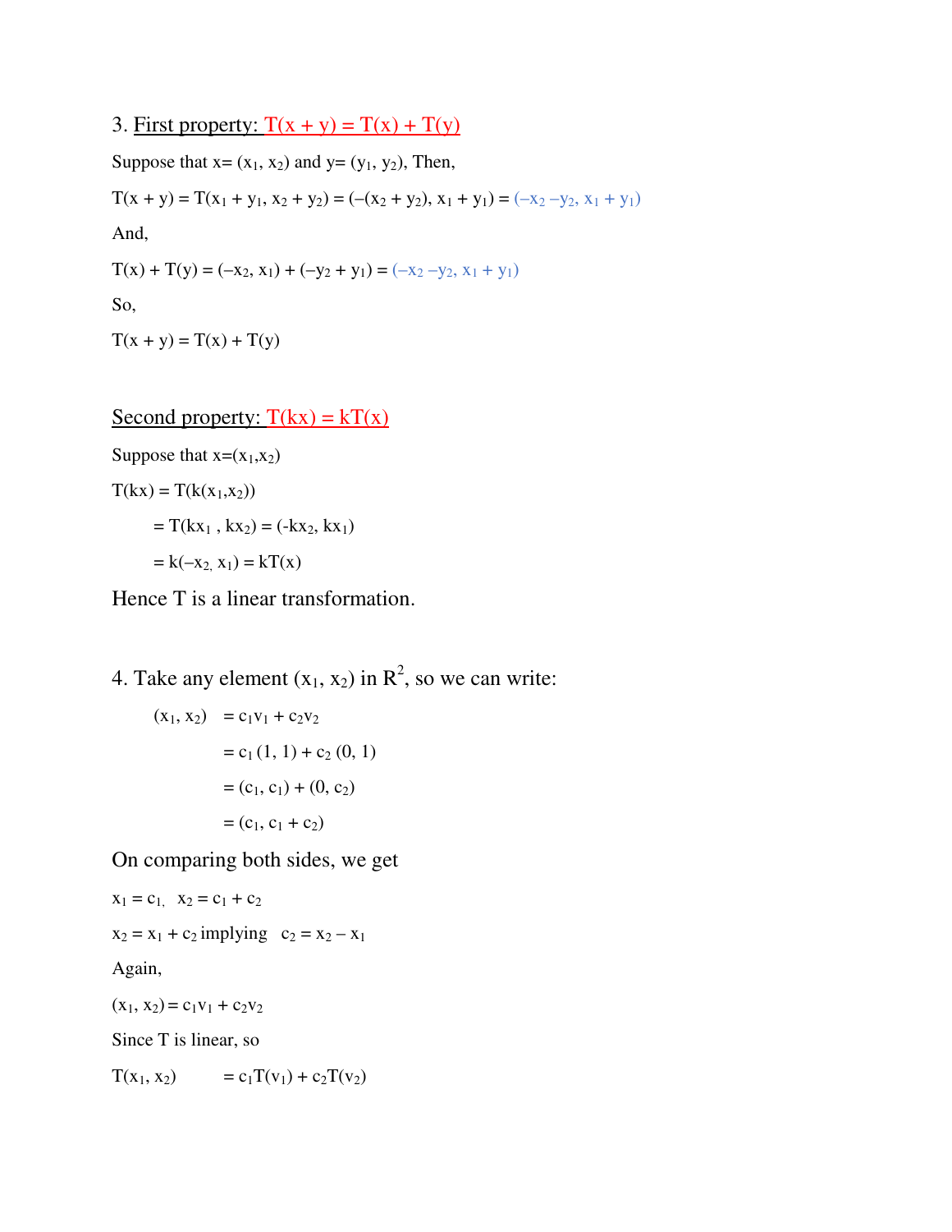3. <u>First property:</u> $T(x + y) = T(x) + T(y)$

Suppose that $x = (x_1, x_2)$ and $y = (y_1, y_2)$, Then,

$T(x + y) = T(x_1 + y_1, x_2 + y_2) = (-(x_2 + y_2), x_1 + y_1) = (-x_2 - y_2, x_1 + y_1)$

And,

$T(x) + T(y) = (-x_2, x_1) + (-y_2 + y_1) = (-x_2 - y_2, x_1 + y_1)$

So,

$T(x + y) = T(x) + T(y)$

<u>Second property:</u> $T(kx) = kT(x)$

Suppose that $x = (x_1, x_2)$

$T(kx) = T(k(x_1, x_2))$

$= T(kx_1, kx_2) = (-kx_2, kx_1)$

$= k(-x_2, x_1) = kT(x)$

Hence T is a linear transformation.

4. Take any element $(x_1, x_2)$ in $R^2$, so we can write:

$(x_1, x_2) = c_1v_1 + c_2v_2$

$= c_1 (1, 1) + c_2 (0, 1)$

$= (c_1, c_1) + (0, c_2)$

$= (c_1, c_1 + c_2)$

On comparing both sides, we get

$x_1 = c_1, \quad x_2 = c_1 + c_2$

$x_2 = x_1 + c_2$ implying $c_2 = x_2 - x_1$

Again,

$(x_1, x_2) = c_1v_1 + c_2v_2$

Since T is linear, so

$T(x_1, x_2) = c_1T(v_1) + c_2T(v_2)$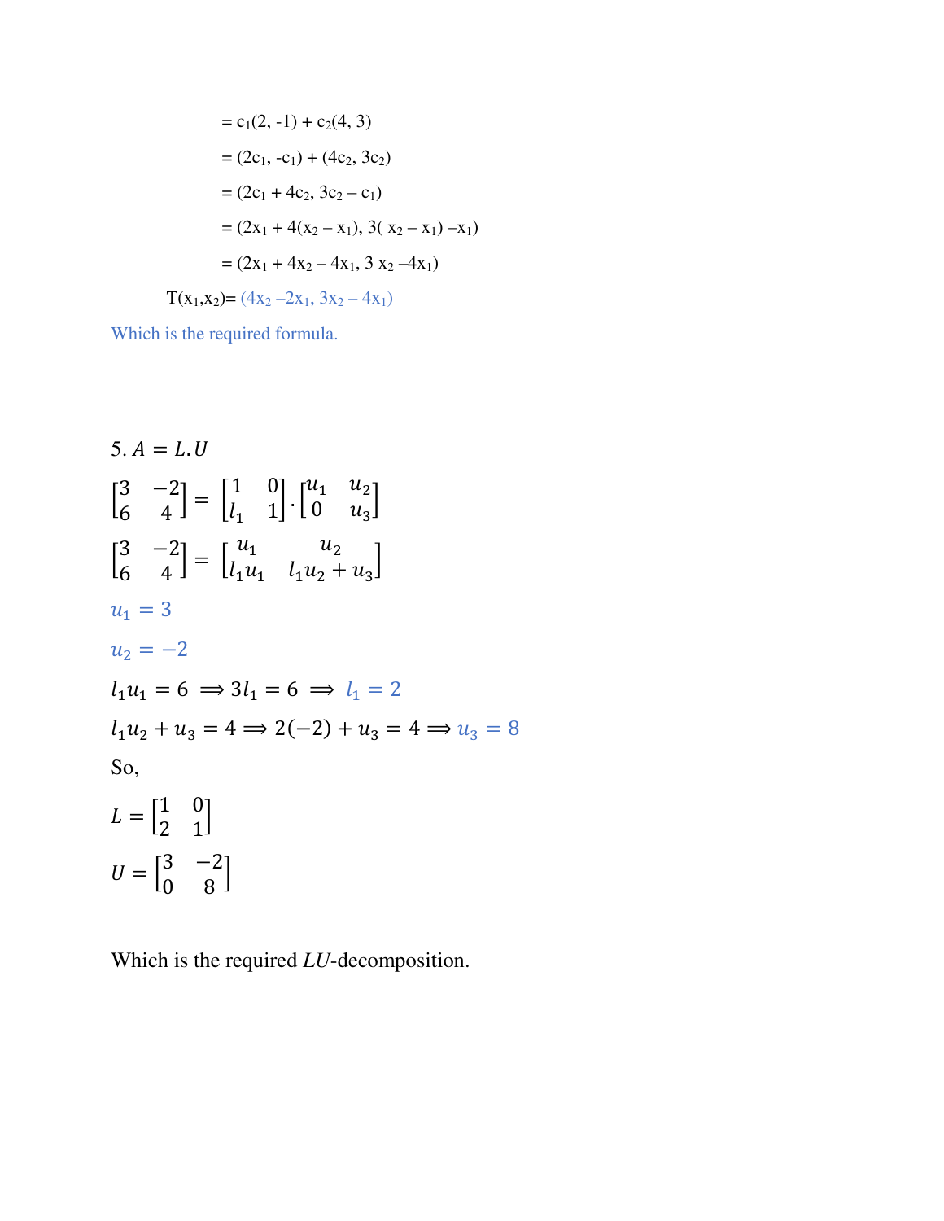$= c_1(2, -1) + c_2(4, 3)$

$= (2c_1, -c_1) + (4c_2, 3c_2)$

$= (2c_1 + 4c_2, 3c_2 - c_1)$

$= (2x_1 + 4(x_2 - x_1), 3(x_2 - x_1) - x_1)$

$= (2x_1 + 4x_2 - 4x_1, 3x_2 - 4x_1)$

$T(x_1,x_2) = (4x_2 - 2x_1, 3x_2 - 4x_1)$

Which is the required formula.

5. $A = L.U$

$$\begin{bmatrix} 3 & -2 \\ 6 & 4 \end{bmatrix} = \begin{bmatrix} 1 & 0 \\ l_1 & 1 \end{bmatrix} . \begin{bmatrix} u_1 & u_2 \\ 0 & u_3 \end{bmatrix}$$

$$\begin{bmatrix} 3 & -2 \\ 6 & 4 \end{bmatrix} = \begin{bmatrix} u_1 & u_2 \\ l_1 u_1 & l_1 u_2 + u_3 \end{bmatrix}$$

$u_1 = 3$

$u_2 = -2$

$l_1 u_1 = 6 \implies 3l_1 = 6 \implies l_1 = 2$

$l_1 u_2 + u_3 = 4 \implies 2(-2) + u_3 = 4 \implies u_3 = 8$

So,

$$L = \begin{bmatrix} 1 & 0 \\ 2 & 1 \end{bmatrix}$$

$$U = \begin{bmatrix} 3 & -2 \\ 0 & 8 \end{bmatrix}$$

Which is the required *LU*-decomposition.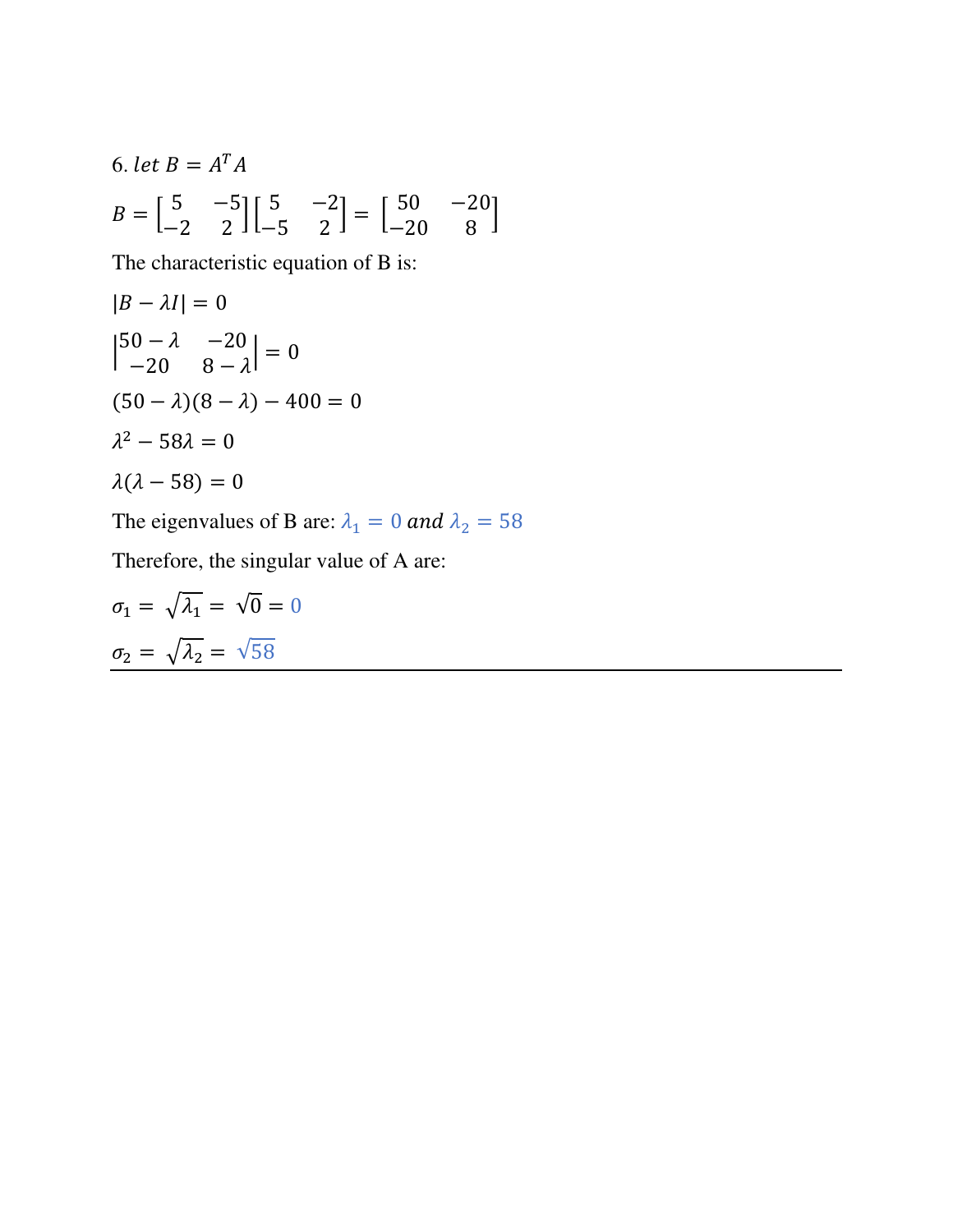6. $let\ B = A^T A$

$$B = \begin{bmatrix} 5 & -5 \\ -2 & 2 \end{bmatrix} \begin{bmatrix} 5 & -2 \\ -5 & 2 \end{bmatrix} = \begin{bmatrix} 50 & -20 \\ -20 & 8 \end{bmatrix}$$

The characteristic equation of B is:

$$|B - \lambda I| = 0$$

$$\begin{vmatrix} 50 - \lambda & -20 \\ -20 & 8 - \lambda \end{vmatrix} = 0$$

$$(50 - \lambda)(8 - \lambda) - 400 = 0$$

$$\lambda^2 - 58\lambda = 0$$

$$\lambda(\lambda - 58) = 0$$

The eigenvalues of B are: $\lambda_1 = 0\ and\ \lambda_2 = 58$

Therefore, the singular value of A are:

$$\sigma_1 = \sqrt{\lambda_1} = \sqrt{0} = 0$$

$$\sigma_2 = \sqrt{\lambda_2} = \sqrt{58}$$

---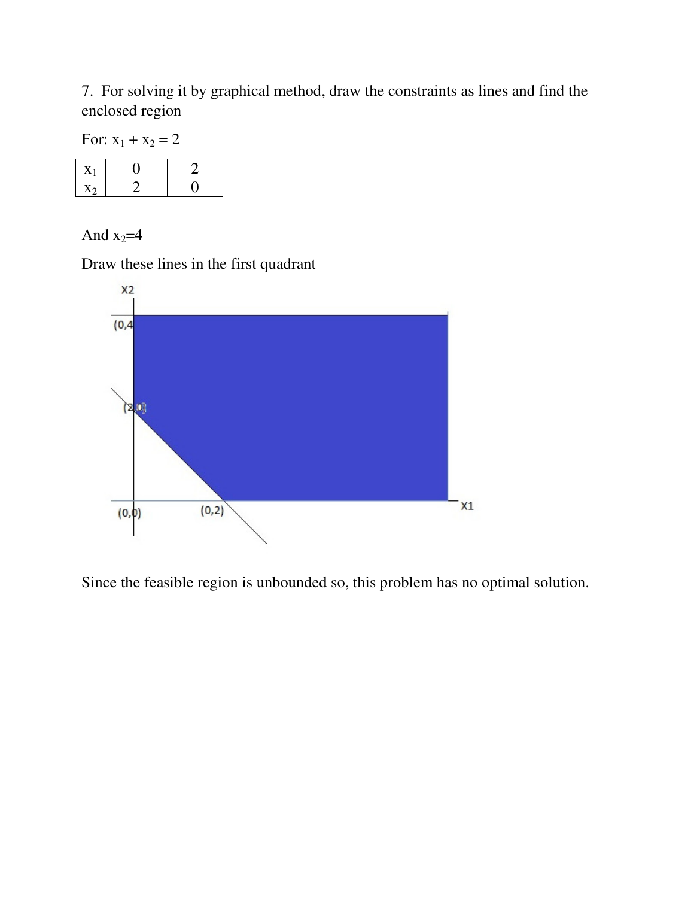7. For solving it by graphical method, draw the constraints as lines and find the enclosed region

For: $x_1 + x_2 = 2$

| | | |
|---|---|---|
| $x_1$ | 0 | 2 |
| $x_2$ | 2 | 0 |

And $x_2=4$

Draw these lines in the first quadrant

X2

(0,4

(2,0)

(0,0)

(0,2)

X1

Since the feasible region is unbounded so, this problem has no optimal solution.